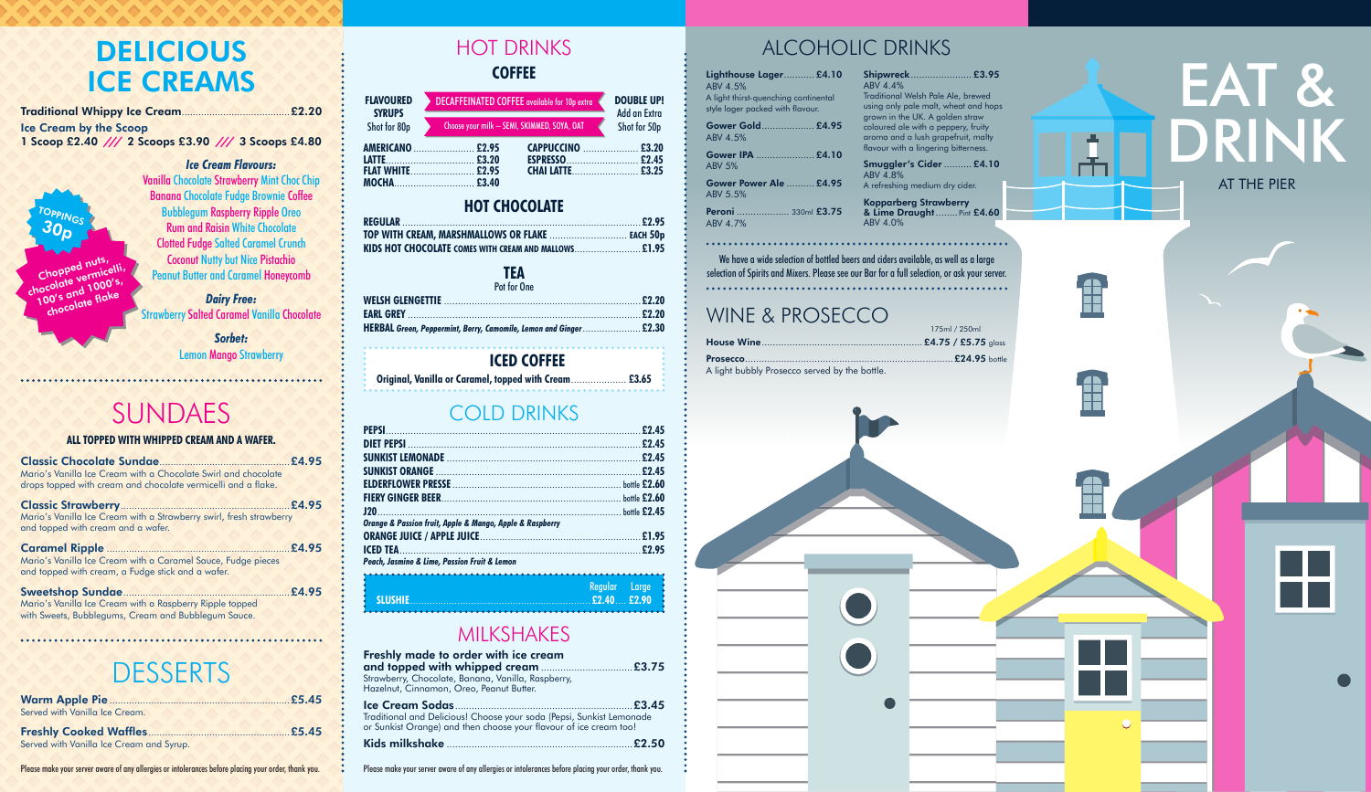# DELICIOUS ICE CREAMS

**Traditional Whippy Ice Cream** .......... £2.20

**Ice Cream by the Scoop**
**1 Scoop £2.40 /// 2 Scoops £3.90 /// 3 Scoops £4.80**

***Ice Cream Flavours:***
Vanilla Chocolate Strawberry Mint Choc Chip Banana Chocolate Fudge Brownie Coffee Bubblegum Raspberry Ripple Oreo Rum and Raisin White Chocolate Clotted Fudge Salted Caramel Crunch Coconut Nutty but Nice Pistachio Peanut Butter and Caramel Honeycomb

**TOPPINGS 30p**
Chopped nuts, chocolate vermicelli, 100's and 1000's, chocolate flake

***Dairy Free:***
Strawberry Salted Caramel Vanilla Chocolate

***Sorbet:***
Lemon Mango Strawberry

# SUNDAES

**ALL TOPPED WITH WHIPPED CREAM AND A WAFER.**

**Classic Chocolate Sundae** .......... £4.95
Mario's Vanilla Ice Cream with a Chocolate Swirl and chocolate drops topped with cream and chocolate vermicelli and a flake.

**Classic Strawberry** .......... £4.95
Mario's Vanilla Ice Cream with a Strawberry swirl, fresh strawberry and topped with cream and a wafer.

**Caramel Ripple** .......... £4.95
Mario's Vanilla Ice Cream with a Caramel Sauce, Fudge pieces and topped with cream, a Fudge stick and a wafer.

**Sweetshop Sundae** .......... £4.95
Mario's Vanilla Ice Cream with a Raspberry Ripple topped with Sweets, Bubblegums, Cream and Bubblegum Sauce.

# DESSERTS

**Warm Apple Pie** .......... £5.45
Served with Vanilla Ice Cream.

**Freshly Cooked Waffles** .......... £5.45
Served with Vanilla Ice Cream and Syrup.

Please make your server aware of any allergies or intolerances before placing your order, thank you.

# HOT DRINKS

## COFFEE

**FLAVOURED SYRUPS** Shot for 80p

**DECAFFEINATED COFFEE** available for 10p extra

Choose your milk – SEMI, SKIMMED, SOYA, OAT

**DOUBLE UP!** Add an Extra Shot for 50p

| | | | |
|---|---|---|---|
| AMERICANO | £2.95 | CAPPUCCINO | £3.20 |
| LATTE | £3.20 | ESPRESSO | £2.45 |
| FLAT WHITE | £2.95 | CHAI LATTE | £3.25 |
| MOCHA | £3.40 | | |

## HOT CHOCOLATE

**REGULAR** .......... £2.95
**TOP WITH CREAM, MARSHMALLOWS OR FLAKE** .......... EACH 50p
**KIDS HOT CHOCOLATE** COMES WITH CREAM AND MALLOWS .......... £1.95

## TEA

Pot for One

**WELSH GLENGETTIE** .......... £2.20
**EARL GREY** .......... £2.20
**HERBAL** *Green, Peppermint, Berry, Camomile, Lemon and Ginger* .......... £2.30

## ICED COFFEE

**Original, Vanilla or Caramel, topped with Cream** .......... £3.65

# COLD DRINKS

**PEPSI** .......... £2.45
**DIET PEPSI** .......... £2.45
**SUNKIST LEMONADE** .......... £2.45
**SUNKIST ORANGE** .......... £2.45
**ELDERFLOWER PRESSE** .......... bottle £2.60
**FIERY GINGER BEER** .......... bottle £2.60
**J20** .......... bottle £2.45
*Orange & Passion fruit, Apple & Mango, Apple & Raspberry*
**ORANGE JUICE / APPLE JUICE** .......... £1.95
**ICED TEA** .......... £2.95
*Peach, Jasmine & Lime, Passion Fruit & Lemon*

| | Regular | Large |
|---|---|---|
| **SLUSHIE** | £2.40 | £2.90 |

# MILKSHAKES

**Freshly made to order with ice cream and topped with whipped cream** .......... £3.75
Strawberry, Chocolate, Banana, Vanilla, Raspberry, Hazelnut, Cinnamon, Oreo, Peanut Butter.

**Ice Cream Sodas** .......... £3.45
Traditional and Delicious! Choose your soda (Pepsi, Sunkist Lemonade or Sunkist Orange) and then choose your flavour of ice cream too!

**Kids milkshake** .......... £2.50

Please make your server aware of any allergies or intolerances before placing your order, thank you.

# ALCOHOLIC DRINKS

**Lighthouse Lager** .......... £4.10
ABV 4.5%
A light thirst-quenching continental style lager packed with flavour.

**Gower Gold** .......... £4.95
ABV 4.5%

**Gower IPA** .......... £4.10
ABV 5%

**Gower Power Ale** .......... £4.95
ABV 5.5%

**Peroni** .......... 330ml £3.75
ABV 4.7%

**Shipwreck** .......... £3.95
ABV 4.4%
Traditional Welsh Pale Ale, brewed using only pale malt, wheat and hops grown in the UK. A golden straw coloured ale with a peppery, fruity aroma and a lush grapefruit, malty flavour with a lingering bitterness.

**Smuggler's Cider** .......... £4.10
ABV 4.8%
A refreshing medium dry cider.

**Kopparberg Strawberry & Lime Draught** .......... Pint £4.60
ABV 4.0%

We have a wide selection of bottled beers and ciders available, as well as a large selection of Spirits and Mixers. Please see our Bar for a full selection, or ask your server.

# WINE & PROSECCO

175ml / 250ml

**House Wine** .......... £4.75 / £5.75 glass

**Prosecco** .......... £24.95 bottle
A light bubbly Prosecco served by the bottle.

# EAT & DRINK

AT THE PIER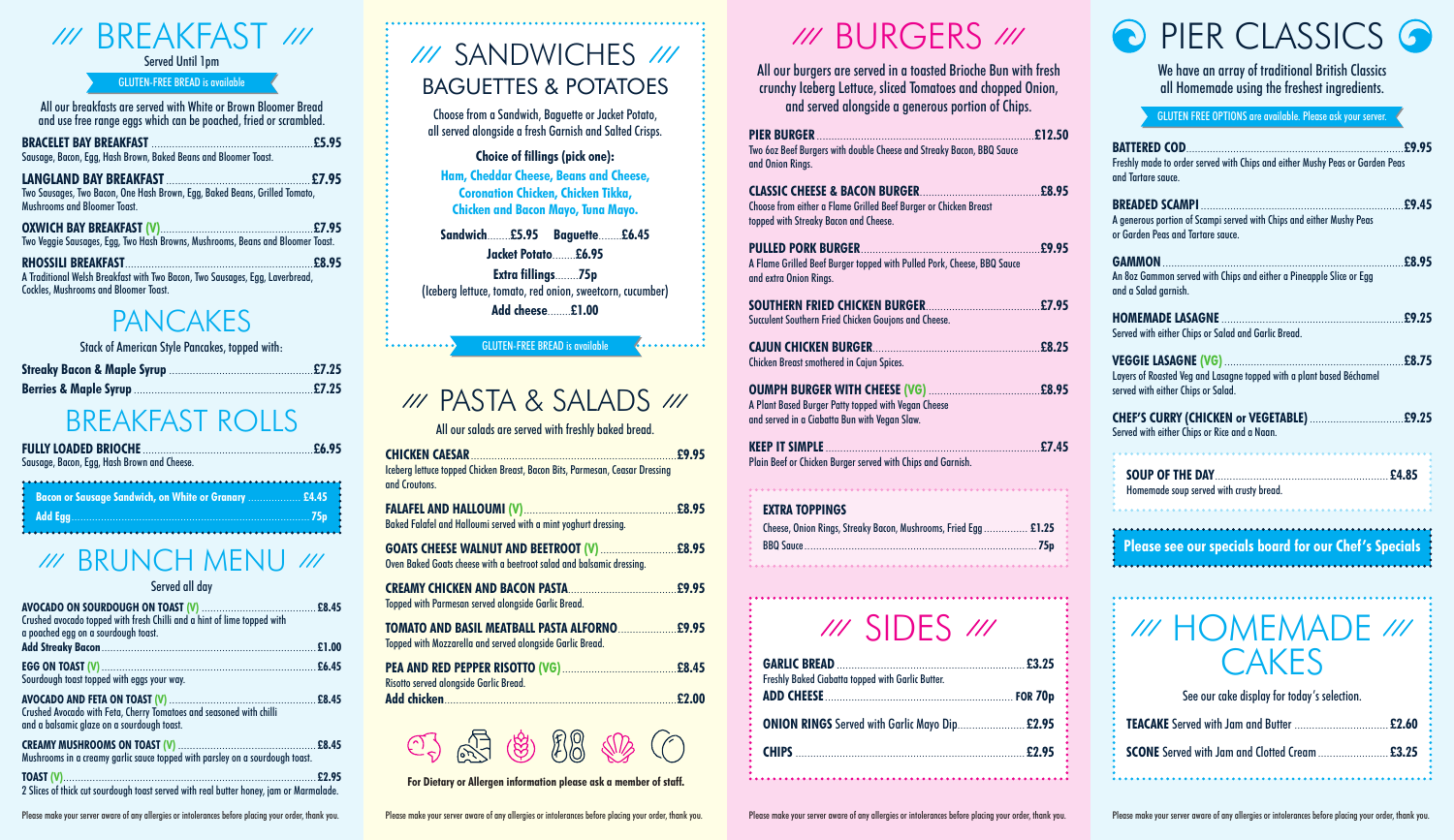# BREAKFAST

Served Until 1pm

GLUTEN-FREE BREAD is available

All our breakfasts are served with White or Brown Bloomer Bread and use free range eggs which can be poached, fried or scrambled.

**BRACELET BAY BREAKFAST** .......... £5.95
Sausage, Bacon, Egg, Hash Brown, Baked Beans and Bloomer Toast.

**LANGLAND BAY BREAKFAST** .......... £7.95
Two Sausages, Two Bacon, One Hash Brown, Egg, Baked Beans, Grilled Tomato, Mushrooms and Bloomer Toast.

**OXWICH BAY BREAKFAST (V)** .......... £7.95
Two Veggie Sausages, Egg, Two Hash Browns, Mushrooms, Beans and Bloomer Toast.

**RHOSSILI BREAKFAST** .......... £8.95
A Traditional Welsh Breakfast with Two Bacon, Two Sausages, Egg, Laverbread, Cockles, Mushrooms and Bloomer Toast.

## PANCAKES

Stack of American Style Pancakes, topped with:

**Streaky Bacon & Maple Syrup** .......... £7.25
**Berries & Maple Syrup** .......... £7.25

## BREAKFAST ROLLS

**FULLY LOADED BRIOCHE** .......... £6.95
Sausage, Bacon, Egg, Hash Brown and Cheese.

**Bacon or Sausage Sandwich, on White or Granary** .......... £4.45
**Add Egg** .......... 75p

## BRUNCH MENU

Served all day

**AVOCADO ON SOURDOUGH ON TOAST (V)** .......... £8.45
Crushed avocado topped with fresh Chilli and a hint of lime topped with a poached egg on a sourdough toast.
**Add Streaky Bacon** .......... £1.00

**EGG ON TOAST (V)** .......... £6.45
Sourdough toast topped with eggs your way.

**AVOCADO AND FETA ON TOAST (V)** .......... £8.45
Crushed Avocado with Feta, Cherry Tomatoes and seasoned with chilli and a balsamic glaze on a sourdough toast.

**CREAMY MUSHROOMS ON TOAST (V)** .......... £8.45
Mushrooms in a creamy garlic sauce topped with parsley on a sourdough toast.

**TOAST (V)** .......... £2.95
2 Slices of thick cut sourdough toast served with real butter honey, jam or Marmalade.

Please make your server aware of any allergies or intolerances before placing your order, thank you.

# SANDWICHES

## BAGUETTES & POTATOES

Choose from a Sandwich, Baguette or Jacket Potato, all served alongside a fresh Garnish and Salted Crisps.

**Choice of fillings (pick one):**

**Ham, Cheddar Cheese, Beans and Cheese, Coronation Chicken, Chicken Tikka, Chicken and Bacon Mayo, Tuna Mayo.**

**Sandwich** .......... £5.95 **Baguette** .......... £6.45
**Jacket Potato** .......... £6.95
**Extra fillings** .......... 75p
(Iceberg lettuce, tomato, red onion, sweetcorn, cucumber)
**Add cheese** .......... £1.00

GLUTEN-FREE BREAD is available

# PASTA & SALADS

All our salads are served with freshly baked bread.

**CHICKEN CAESAR** .......... £9.95
Iceberg lettuce topped Chicken Breast, Bacon Bits, Parmesan, Ceasar Dressing and Croutons.

**FALAFEL AND HALLOUMI (V)** .......... £8.95
Baked Falafel and Halloumi served with a mint yoghurt dressing.

**GOATS CHEESE WALNUT AND BEETROOT (V)** .......... £8.95
Oven Baked Goats cheese with a beetroot salad and balsamic dressing.

**CREAMY CHICKEN AND BACON PASTA** .......... £9.95
Topped with Parmesan served alongside Garlic Bread.

**TOMATO AND BASIL MEATBALL PASTA ALFORNO** .......... £9.95
Topped with Mozzarella and served alongside Garlic Bread.

**PEA AND RED PEPPER RISOTTO (VG)** .......... £8.45
Risotto served alongside Garlic Bread.
**Add chicken** .......... £2.00

**For Dietary or Allergen information please ask a member of staff.**

Please make your server aware of any allergies or intolerances before placing your order, thank you.

# BURGERS

All our burgers are served in a toasted Brioche Bun with fresh crunchy Iceberg Lettuce, sliced Tomatoes and chopped Onion, and served alongside a generous portion of Chips.

**PIER BURGER** .......... £12.50
Two 6oz Beef Burgers with double Cheese and Streaky Bacon, BBQ Sauce and Onion Rings.

**CLASSIC CHEESE & BACON BURGER** .......... £8.95
Choose from either a Flame Grilled Beef Burger or Chicken Breast topped with Streaky Bacon and Cheese.

**PULLED PORK BURGER** .......... £9.95
A Flame Grilled Beef Burger topped with Pulled Pork, Cheese, BBQ Sauce and extra Onion Rings.

**SOUTHERN FRIED CHICKEN BURGER** .......... £7.95
Succulent Southern Fried Chicken Goujons and Cheese.

**CAJUN CHICKEN BURGER** .......... £8.25
Chicken Breast smothered in Cajun Spices.

**OUMPH BURGER WITH CHEESE (VG)** .......... £8.95
A Plant Based Burger Patty topped with Vegan Cheese and served in a Ciabatta Bun with Vegan Slaw.

**KEEP IT SIMPLE** .......... £7.45
Plain Beef or Chicken Burger served with Chips and Garnish.

**EXTRA TOPPINGS**
Cheese, Onion Rings, Streaky Bacon, Mushrooms, Fried Egg .......... £1.25
BBQ Sauce .......... 75p

## SIDES

**GARLIC BREAD** .......... £3.25
Freshly Baked Ciabatta topped with Garlic Butter.
**ADD CHEESE** .......... **FOR 70p**

**ONION RINGS** Served with Garlic Mayo Dip .......... £2.95

**CHIPS** .......... £2.95

Please make your server aware of any allergies or intolerances before placing your order, thank you.

# PIER CLASSICS

We have an array of traditional British Classics all Homemade using the freshest ingredients.

GLUTEN FREE OPTIONS are available. Please ask your server.

**BATTERED COD** .......... £9.95
Freshly made to order served with Chips and either Mushy Peas or Garden Peas and Tartare sauce.

**BREADED SCAMPI** .......... £9.45
A generous portion of Scampi served with Chips and either Mushy Peas or Garden Peas and Tartare sauce.

**GAMMON** .......... £8.95
An 8oz Gammon served with Chips and either a Pineapple Slice or Egg and a Salad garnish.

**HOMEMADE LASAGNE** .......... £9.25
Served with either Chips or Salad and Garlic Bread.

**VEGGIE LASAGNE (VG)** .......... £8.75
Layers of Roasted Veg and Lasagne topped with a plant based Béchamel served with either Chips or Salad.

**CHEF'S CURRY (CHICKEN or VEGETABLE)** .......... £9.25
Served with either Chips or Rice and a Naan.

**SOUP OF THE DAY** .......... £4.85
Homemade soup served with crusty bread.

**Please see our specials board for our Chef's Specials**

## HOMEMADE CAKES

See our cake display for today's selection.

**TEACAKE** Served with Jam and Butter .......... £2.60

**SCONE** Served with Jam and Clotted Cream .......... £3.25

Please make your server aware of any allergies or intolerances before placing your order, thank you.